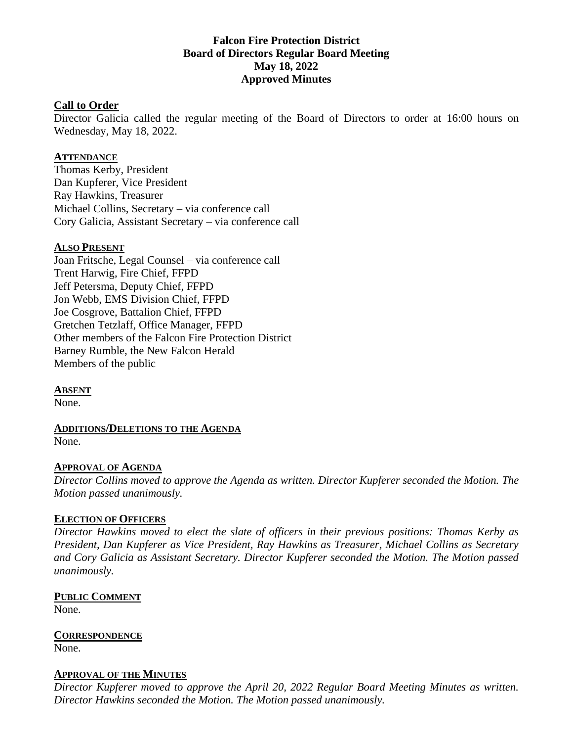# Falcon Fire Protection District
## Board of Directors Regular Board Meeting
## May 18, 2022
## Approved Minutes

### Call to Order

Director Galicia called the regular meeting of the Board of Directors to order at 16:00 hours on Wednesday, May 18, 2022.

**ATTENDANCE**

Thomas Kerby, President
Dan Kupferer, Vice President
Ray Hawkins, Treasurer
Michael Collins, Secretary – via conference call
Cory Galicia, Assistant Secretary – via conference call

**ALSO PRESENT**

Joan Fritsche, Legal Counsel – via conference call
Trent Harwig, Fire Chief, FFPD
Jeff Petersma, Deputy Chief, FFPD
Jon Webb, EMS Division Chief, FFPD
Joe Cosgrove, Battalion Chief, FFPD
Gretchen Tetzlaff, Office Manager, FFPD
Other members of the Falcon Fire Protection District
Barney Rumble, the New Falcon Herald
Members of the public

**ABSENT**

None.

**ADDITIONS/DELETIONS TO THE AGENDA**

None.

**APPROVAL OF AGENDA**

*Director Collins moved to approve the Agenda as written. Director Kupferer seconded the Motion. The Motion passed unanimously.*

**ELECTION OF OFFICERS**

*Director Hawkins moved to elect the slate of officers in their previous positions: Thomas Kerby as President, Dan Kupferer as Vice President, Ray Hawkins as Treasurer, Michael Collins as Secretary and Cory Galicia as Assistant Secretary. Director Kupferer seconded the Motion. The Motion passed unanimously.*

**PUBLIC COMMENT**

None.

**CORRESPONDENCE**

None.

**APPROVAL OF THE MINUTES**

*Director Kupferer moved to approve the April 20, 2022 Regular Board Meeting Minutes as written. Director Hawkins seconded the Motion. The Motion passed unanimously.*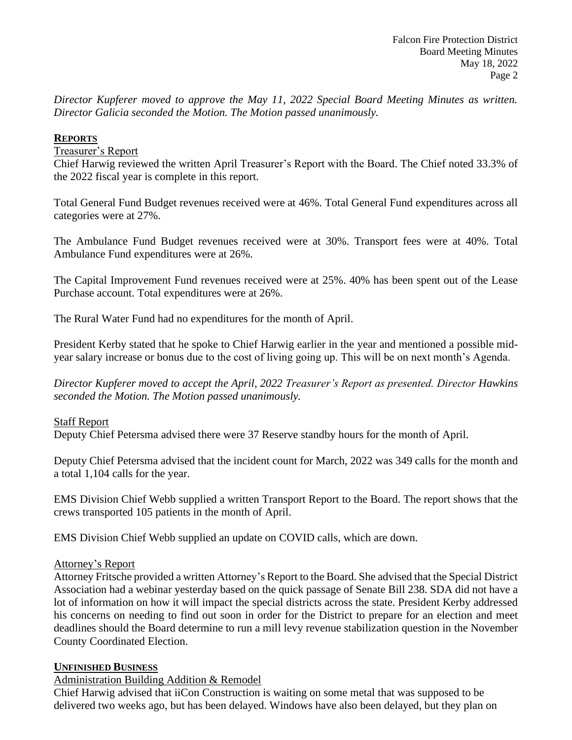*Director Kupferer moved to approve the May 11, 2022 Special Board Meeting Minutes as written. Director Galicia seconded the Motion. The Motion passed unanimously.*

## **REPORTS**

Treasurer's Report

Chief Harwig reviewed the written April Treasurer's Report with the Board. The Chief noted 33.3% of the 2022 fiscal year is complete in this report.

Total General Fund Budget revenues received were at 46%. Total General Fund expenditures across all categories were at 27%.

The Ambulance Fund Budget revenues received were at 30%. Transport fees were at 40%. Total Ambulance Fund expenditures were at 26%.

The Capital Improvement Fund revenues received were at 25%. 40% has been spent out of the Lease Purchase account. Total expenditures were at 26%.

The Rural Water Fund had no expenditures for the month of April.

President Kerby stated that he spoke to Chief Harwig earlier in the year and mentioned a possible mid-year salary increase or bonus due to the cost of living going up. This will be on next month's Agenda.

*Director Kupferer moved to accept the April, 2022 Treasurer's Report as presented. Director Hawkins seconded the Motion. The Motion passed unanimously.*

Staff Report

Deputy Chief Petersma advised there were 37 Reserve standby hours for the month of April.

Deputy Chief Petersma advised that the incident count for March, 2022 was 349 calls for the month and a total 1,104 calls for the year.

EMS Division Chief Webb supplied a written Transport Report to the Board. The report shows that the crews transported 105 patients in the month of April.

EMS Division Chief Webb supplied an update on COVID calls, which are down.

Attorney's Report

Attorney Fritsche provided a written Attorney's Report to the Board. She advised that the Special District Association had a webinar yesterday based on the quick passage of Senate Bill 238. SDA did not have a lot of information on how it will impact the special districts across the state. President Kerby addressed his concerns on needing to find out soon in order for the District to prepare for an election and meet deadlines should the Board determine to run a mill levy revenue stabilization question in the November County Coordinated Election.

## **UNFINISHED BUSINESS**

Administration Building Addition & Remodel

Chief Harwig advised that iiCon Construction is waiting on some metal that was supposed to be delivered two weeks ago, but has been delayed. Windows have also been delayed, but they plan on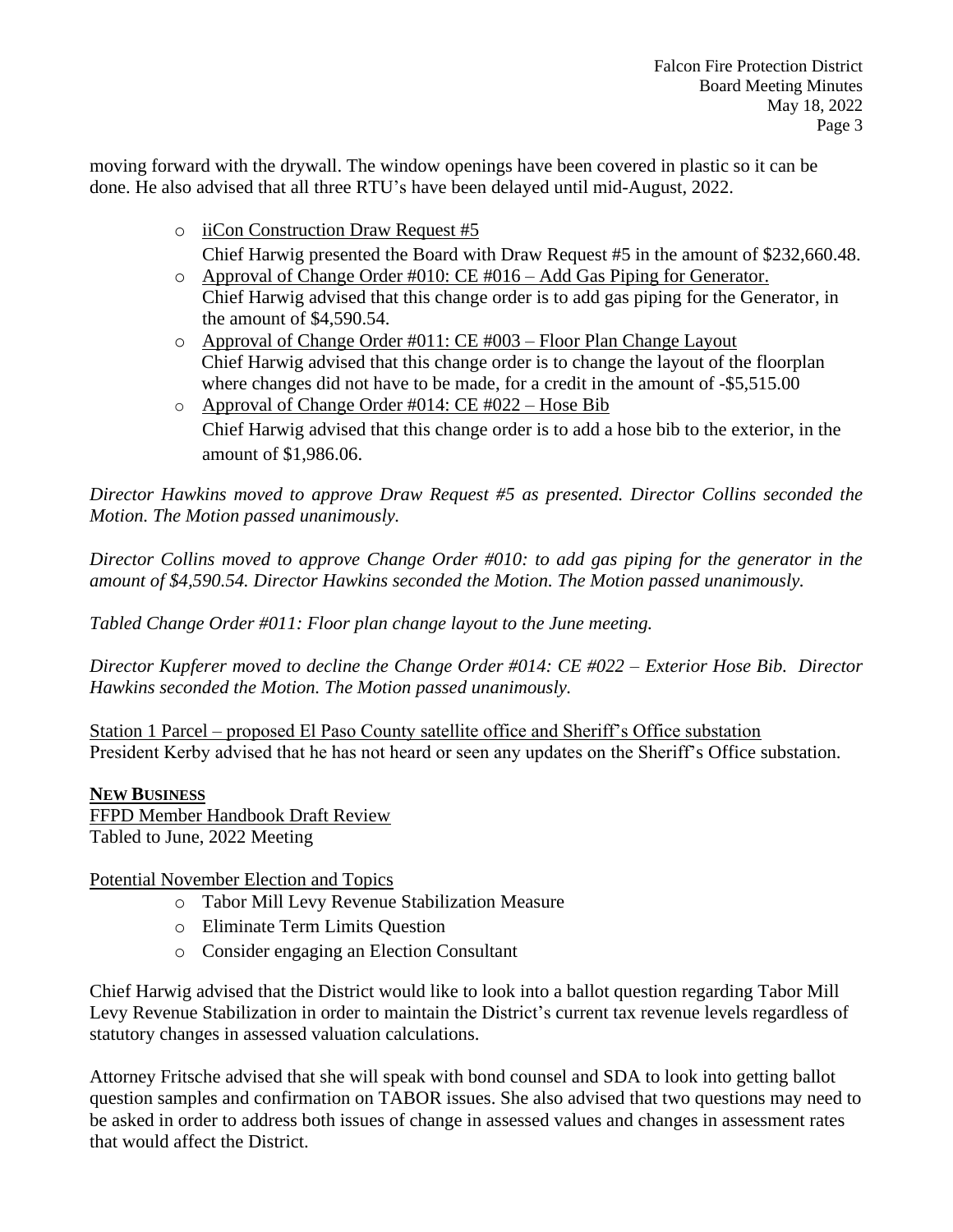moving forward with the drywall. The window openings have been covered in plastic so it can be done. He also advised that all three RTU's have been delayed until mid-August, 2022.

- iiCon Construction Draw Request #5
  Chief Harwig presented the Board with Draw Request #5 in the amount of $232,660.48.
- Approval of Change Order #010: CE #016 – Add Gas Piping for Generator.
  Chief Harwig advised that this change order is to add gas piping for the Generator, in the amount of $4,590.54.
- Approval of Change Order #011: CE #003 – Floor Plan Change Layout
  Chief Harwig advised that this change order is to change the layout of the floorplan where changes did not have to be made, for a credit in the amount of -$5,515.00
- Approval of Change Order #014: CE #022 – Hose Bib
  Chief Harwig advised that this change order is to add a hose bib to the exterior, in the amount of $1,986.06.

*Director Hawkins moved to approve Draw Request #5 as presented. Director Collins seconded the Motion. The Motion passed unanimously.*

*Director Collins moved to approve Change Order #010: to add gas piping for the generator in the amount of $4,590.54. Director Hawkins seconded the Motion. The Motion passed unanimously.*

*Tabled Change Order #011: Floor plan change layout to the June meeting.*

*Director Kupferer moved to decline the Change Order #014: CE #022 – Exterior Hose Bib. Director Hawkins seconded the Motion. The Motion passed unanimously.*

Station 1 Parcel – proposed El Paso County satellite office and Sheriff's Office substation
President Kerby advised that he has not heard or seen any updates on the Sheriff's Office substation.

**NEW BUSINESS**

FFPD Member Handbook Draft Review
Tabled to June, 2022 Meeting

Potential November Election and Topics

- Tabor Mill Levy Revenue Stabilization Measure
- Eliminate Term Limits Question
- Consider engaging an Election Consultant

Chief Harwig advised that the District would like to look into a ballot question regarding Tabor Mill Levy Revenue Stabilization in order to maintain the District's current tax revenue levels regardless of statutory changes in assessed valuation calculations.

Attorney Fritsche advised that she will speak with bond counsel and SDA to look into getting ballot question samples and confirmation on TABOR issues. She also advised that two questions may need to be asked in order to address both issues of change in assessed values and changes in assessment rates that would affect the District.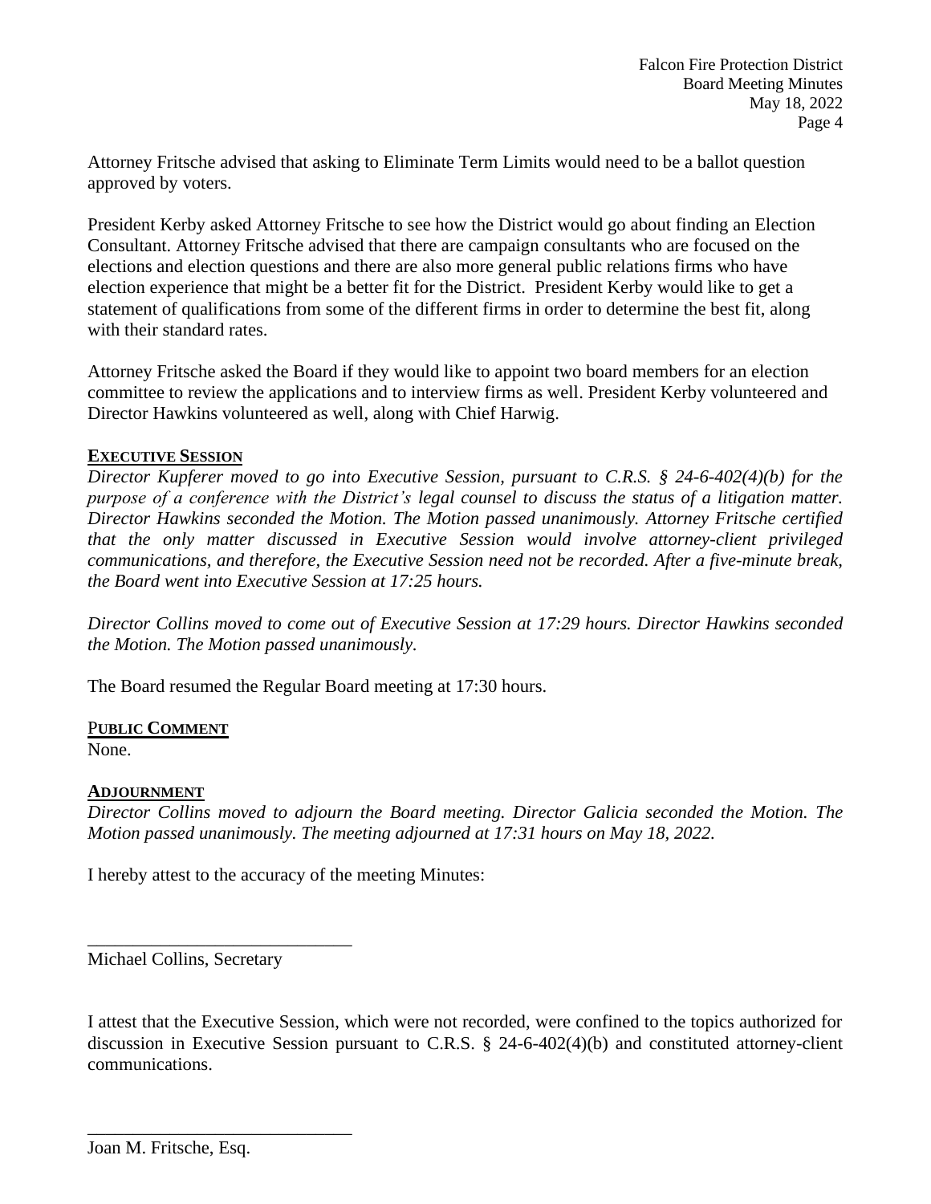Attorney Fritsche advised that asking to Eliminate Term Limits would need to be a ballot question approved by voters.

President Kerby asked Attorney Fritsche to see how the District would go about finding an Election Consultant. Attorney Fritsche advised that there are campaign consultants who are focused on the elections and election questions and there are also more general public relations firms who have election experience that might be a better fit for the District. President Kerby would like to get a statement of qualifications from some of the different firms in order to determine the best fit, along with their standard rates.

Attorney Fritsche asked the Board if they would like to appoint two board members for an election committee to review the applications and to interview firms as well. President Kerby volunteered and Director Hawkins volunteered as well, along with Chief Harwig.

**EXECUTIVE SESSION**

*Director Kupferer moved to go into Executive Session, pursuant to C.R.S. § 24-6-402(4)(b) for the purpose of a conference with the District's legal counsel to discuss the status of a litigation matter. Director Hawkins seconded the Motion. The Motion passed unanimously. Attorney Fritsche certified that the only matter discussed in Executive Session would involve attorney-client privileged communications, and therefore, the Executive Session need not be recorded. After a five-minute break, the Board went into Executive Session at 17:25 hours.*

*Director Collins moved to come out of Executive Session at 17:29 hours. Director Hawkins seconded the Motion. The Motion passed unanimously.*

The Board resumed the Regular Board meeting at 17:30 hours.

**PUBLIC COMMENT**

None.

**ADJOURNMENT**

*Director Collins moved to adjourn the Board meeting. Director Galicia seconded the Motion. The Motion passed unanimously. The meeting adjourned at 17:31 hours on May 18, 2022.*

I hereby attest to the accuracy of the meeting Minutes:

\_\_\_\_\_\_\_\_\_\_\_\_\_\_\_\_\_\_\_\_\_\_\_\_\_\_\_\_\_\_

Michael Collins, Secretary

I attest that the Executive Session, which were not recorded, were confined to the topics authorized for discussion in Executive Session pursuant to C.R.S. § 24-6-402(4)(b) and constituted attorney-client communications.

\_\_\_\_\_\_\_\_\_\_\_\_\_\_\_\_\_\_\_\_\_\_\_\_\_\_\_\_\_\_

Joan M. Fritsche, Esq.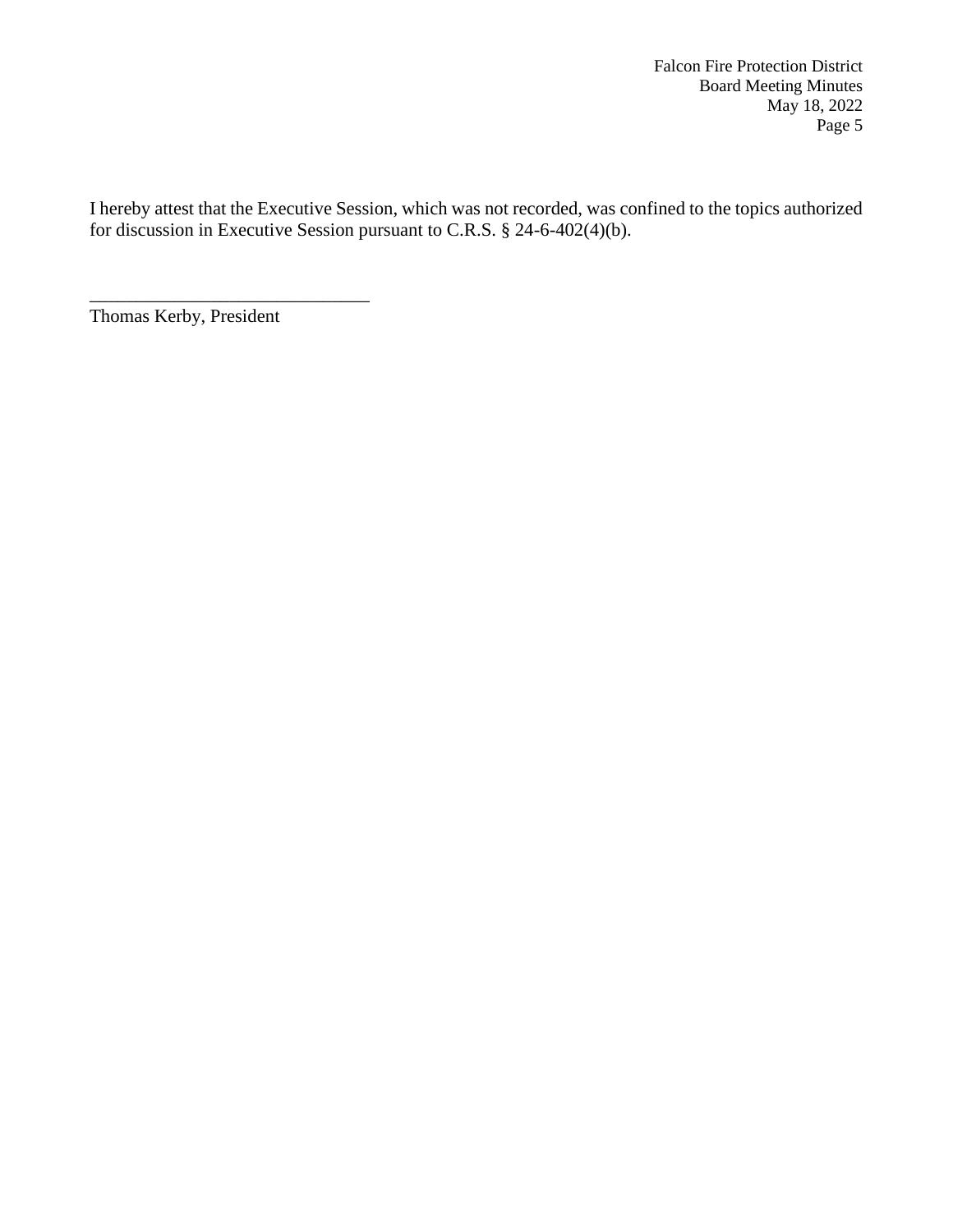I hereby attest that the Executive Session, which was not recorded, was confined to the topics authorized for discussion in Executive Session pursuant to C.R.S. § 24-6-402(4)(b).

______________________________
Thomas Kerby, President